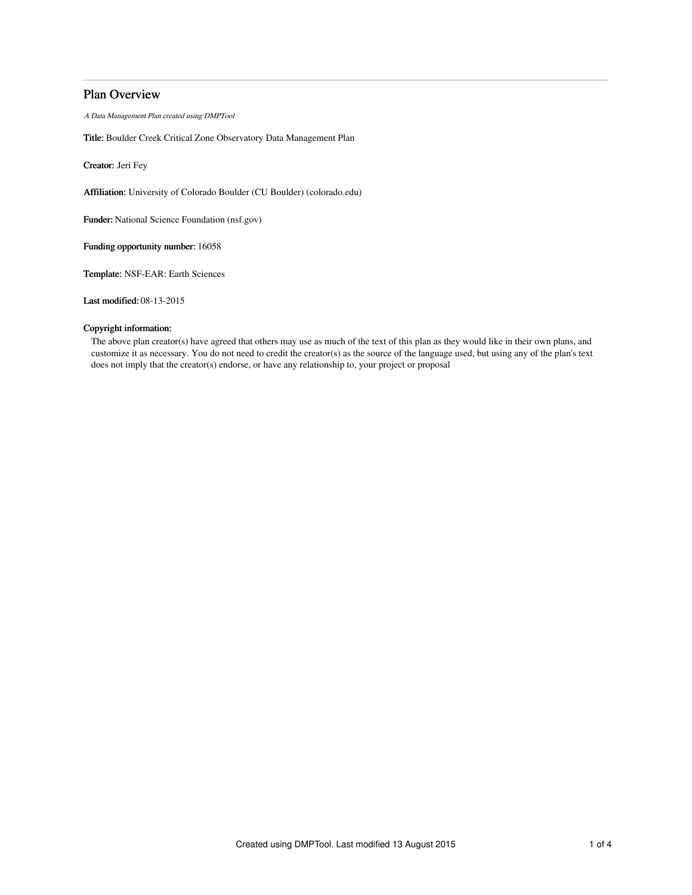# Plan Overview

*A Data Management Plan created using DMPTool*

**Title:** Boulder Creek Critical Zone Observatory Data Management Plan

**Creator:** Jeri Fey

**Affiliation:** University of Colorado Boulder (CU Boulder) (colorado.edu)

**Funder:** National Science Foundation (nsf.gov)

**Funding opportunity number:** 16058

**Template:** NSF-EAR: Earth Sciences

**Last modified:** 08-13-2015

**Copyright information:**

The above plan creator(s) have agreed that others may use as much of the text of this plan as they would like in their own plans, and customize it as necessary. You do not need to credit the creator(s) as the source of the language used, but using any of the plan's text does not imply that the creator(s) endorse, or have any relationship to, your project or proposal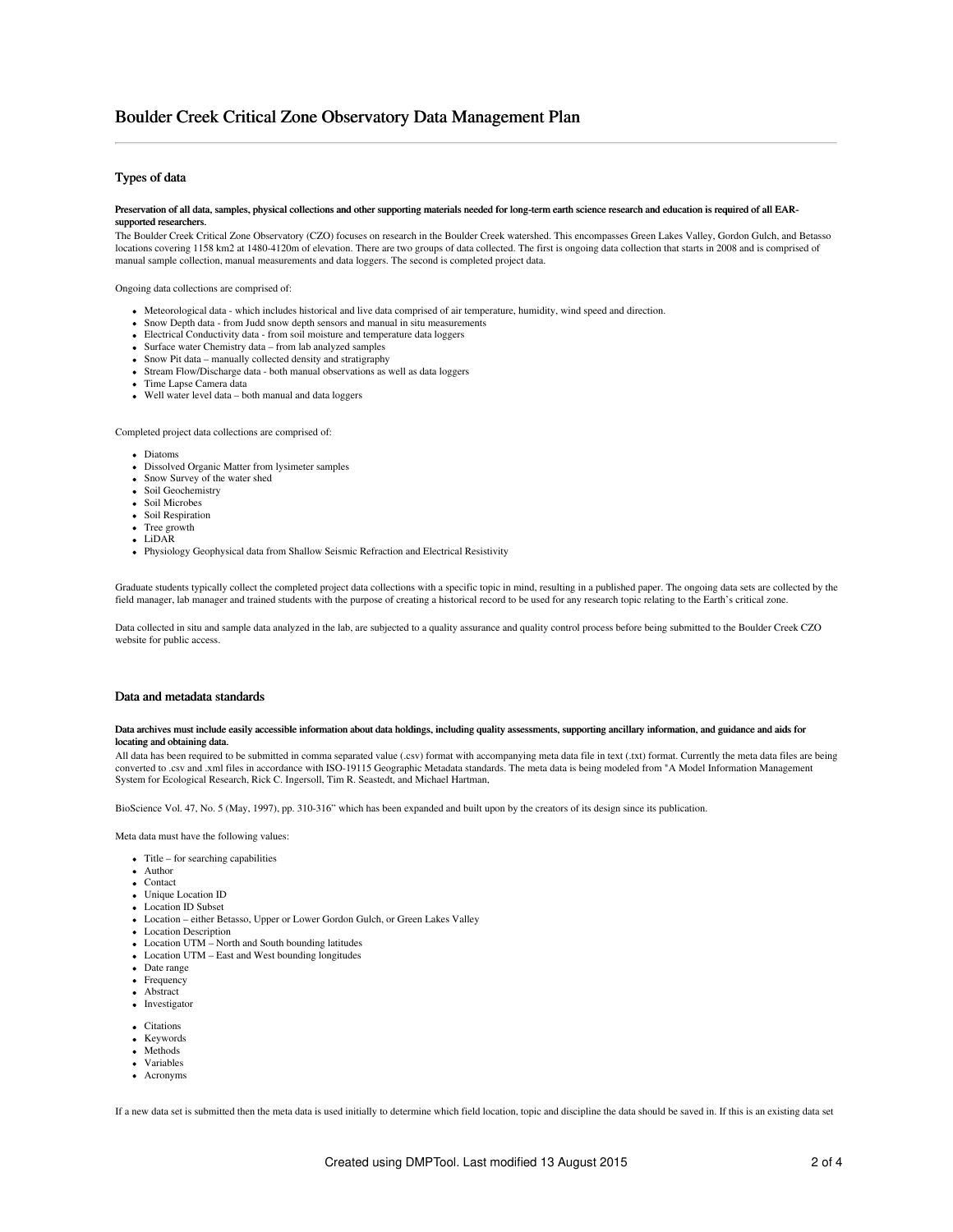# Boulder Creek Critical Zone Observatory Data Management Plan

## Types of data

**Preservation of all data, samples, physical collections and other supporting materials needed for long-term earth science research and education is required of all EAR-supported researchers.**

The Boulder Creek Critical Zone Observatory (CZO) focuses on research in the Boulder Creek watershed. This encompasses Green Lakes Valley, Gordon Gulch, and Betasso locations covering 1158 km2 at 1480-4120m of elevation. There are two groups of data collected. The first is ongoing data collection that starts in 2008 and is comprised of manual sample collection, manual measurements and data loggers. The second is completed project data.

Ongoing data collections are comprised of:

- Meteorological data - which includes historical and live data comprised of air temperature, humidity, wind speed and direction.
- Snow Depth data - from Judd snow depth sensors and manual in situ measurements
- Electrical Conductivity data - from soil moisture and temperature data loggers
- Surface water Chemistry data – from lab analyzed samples
- Snow Pit data – manually collected density and stratigraphy
- Stream Flow/Discharge data - both manual observations as well as data loggers
- Time Lapse Camera data
- Well water level data – both manual and data loggers

Completed project data collections are comprised of:

- Diatoms
- Dissolved Organic Matter from lysimeter samples
- Snow Survey of the water shed
- Soil Geochemistry
- Soil Microbes
- Soil Respiration
- Tree growth
- LiDAR
- Physiology Geophysical data from Shallow Seismic Refraction and Electrical Resistivity

Graduate students typically collect the completed project data collections with a specific topic in mind, resulting in a published paper. The ongoing data sets are collected by the field manager, lab manager and trained students with the purpose of creating a historical record to be used for any research topic relating to the Earth's critical zone.

Data collected in situ and sample data analyzed in the lab, are subjected to a quality assurance and quality control process before being submitted to the Boulder Creek CZO website for public access.

## Data and metadata standards

**Data archives must include easily accessible information about data holdings, including quality assessments, supporting ancillary information, and guidance and aids for locating and obtaining data.**

All data has been required to be submitted in comma separated value (.csv) format with accompanying meta data file in text (.txt) format. Currently the meta data files are being converted to .csv and .xml files in accordance with ISO-19115 Geographic Metadata standards. The meta data is being modeled from "A Model Information Management System for Ecological Research, Rick C. Ingersoll, Tim R. Seastedt, and Michael Hartman,

BioScience Vol. 47, No. 5 (May, 1997), pp. 310-316" which has been expanded and built upon by the creators of its design since its publication.

Meta data must have the following values:

- Title – for searching capabilities
- Author
- Contact
- Unique Location ID
- Location ID Subset
- Location – either Betasso, Upper or Lower Gordon Gulch, or Green Lakes Valley
- Location Description
- Location UTM – North and South bounding latitudes
- Location UTM – East and West bounding longitudes
- Date range
- Frequency
- Abstract
- Investigator
- Citations
- Keywords
- Methods
- Variables
- Acronyms

If a new data set is submitted then the meta data is used initially to determine which field location, topic and discipline the data should be saved in. If this is an existing data set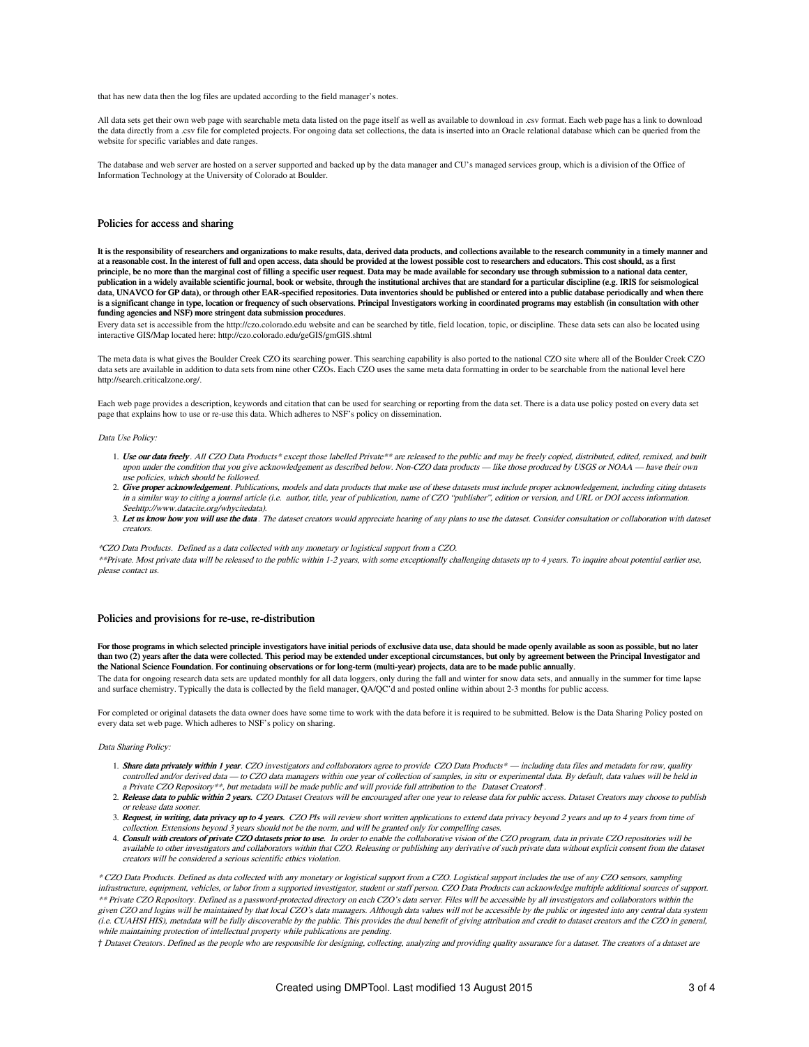that has new data then the log files are updated according to the field manager's notes.

All data sets get their own web page with searchable meta data listed on the page itself as well as available to download in .csv format. Each web page has a link to download the data directly from a .csv file for completed projects. For ongoing data set collections, the data is inserted into an Oracle relational database which can be queried from the website for specific variables and date ranges.

The database and web server are hosted on a server supported and backed up by the data manager and CU's managed services group, which is a division of the Office of Information Technology at the University of Colorado at Boulder.

## Policies for access and sharing

**It is the responsibility of researchers and organizations to make results, data, derived data products, and collections available to the research community in a timely manner and at a reasonable cost. In the interest of full and open access, data should be provided at the lowest possible cost to researchers and educators. This cost should, as a first principle, be no more than the marginal cost of filling a specific user request. Data may be made available for secondary use through submission to a national data center, publication in a widely available scientific journal, book or website, through the institutional archives that are standard for a particular discipline (e.g. IRIS for seismological data, UNAVCO for GP data), or through other EAR-specified repositories. Data inventories should be published or entered into a public database periodically and when there is a significant change in type, location or frequency of such observations. Principal Investigators working in coordinated programs may establish (in consultation with other funding agencies and NSF) more stringent data submission procedures.**

Every data set is accessible from the http://czo.colorado.edu website and can be searched by title, field location, topic, or discipline. These data sets can also be located using interactive GIS/Map located here: http://czo.colorado.edu/geGIS/gmGIS.shtml

The meta data is what gives the Boulder Creek CZO its searching power. This searching capability is also ported to the national CZO site where all of the Boulder Creek CZO data sets are available in addition to data sets from nine other CZOs. Each CZO uses the same meta data formatting in order to be searchable from the national level here http://search.criticalzone.org/.

Each web page provides a description, keywords and citation that can be used for searching or reporting from the data set. There is a data use policy posted on every data set page that explains how to use or re-use this data. Which adheres to NSF's policy on dissemination.

*Data Use Policy:*

1. ***Use our data freely***. *All CZO Data Products\* except those labelled Private\*\* are released to the public and may be freely copied, distributed, edited, remixed, and built upon under the condition that you give acknowledgement as described below. Non-CZO data products — like those produced by USGS or NOAA — have their own use policies, which should be followed.*
2. ***Give proper acknowledgement***. *Publications, models and data products that make use of these datasets must include proper acknowledgement, including citing datasets in a similar way to citing a journal article (i.e. author, title, year of publication, name of CZO "publisher", edition or version, and URL or DOI access information. Seehttp://www.datacite.org/whycitedata).*
3. ***Let us know how you will use the data***. *The dataset creators would appreciate hearing of any plans to use the dataset. Consider consultation or collaboration with dataset creators.*

*\*CZO Data Products. Defined as a data collected with any monetary or logistical support from a CZO.*

*\*\*Private. Most private data will be released to the public within 1-2 years, with some exceptionally challenging datasets up to 4 years. To inquire about potential earlier use, please contact us.*

## Policies and provisions for re-use, re-distribution

**For those programs in which selected principle investigators have initial periods of exclusive data use, data should be made openly available as soon as possible, but no later than two (2) years after the data were collected. This period may be extended under exceptional circumstances, but only by agreement between the Principal Investigator and the National Science Foundation. For continuing observations or for long-term (multi-year) projects, data are to be made public annually.**

The data for ongoing research data sets are updated monthly for all data loggers, only during the fall and winter for snow data sets, and annually in the summer for time lapse and surface chemistry. Typically the data is collected by the field manager, QA/QC'd and posted online within about 2-3 months for public access.

For completed or original datasets the data owner does have some time to work with the data before it is required to be submitted. Below is the Data Sharing Policy posted on every data set web page. Which adheres to NSF's policy on sharing.

*Data Sharing Policy:*

1. ***Share data privately within 1 year***. *CZO investigators and collaborators agree to provide CZO Data Products\* — including data files and metadata for raw, quality controlled and/or derived data — to CZO data managers within one year of collection of samples, in situ or experimental data. By default, data values will be held in a Private CZO Repository\*\*, but metadata will be made public and will provide full attribution to the Dataset Creators†.*
2. ***Release data to public within 2 years.*** *CZO Dataset Creators will be encouraged after one year to release data for public access. Dataset Creators may choose to publish or release data sooner.*
3. ***Request, in writing, data privacy up to 4 years.*** *CZO PIs will review short written applications to extend data privacy beyond 2 years and up to 4 years from time of collection. Extensions beyond 3 years should not be the norm, and will be granted only for compelling cases.*
4. ***Consult with creators of private CZO datasets prior to use.*** *In order to enable the collaborative vision of the CZO program, data in private CZO repositories will be available to other investigators and collaborators within that CZO. Releasing or publishing any derivative of such private data without explicit consent from the dataset creators will be considered a serious scientific ethics violation.*

*\* CZO Data Products. Defined as data collected with any monetary or logistical support from a CZO. Logistical support includes the use of any CZO sensors, sampling infrastructure, equipment, vehicles, or labor from a supported investigator, student or staff person. CZO Data Products can acknowledge multiple additional sources of support.*

*\*\* Private CZO Repository. Defined as a password-protected directory on each CZO's data server. Files will be accessible by all investigators and collaborators within the given CZO and logins will be maintained by that local CZO's data managers. Although data values will not be accessible by the public or ingested into any central data system (i.e. CUAHSI HIS), metadata will be fully discoverable by the public. This provides the dual benefit of giving attribution and credit to dataset creators and the CZO in general, while maintaining protection of intellectual property while publications are pending.*

*† Dataset Creators. Defined as the people who are responsible for designing, collecting, analyzing and providing quality assurance for a dataset. The creators of a dataset are*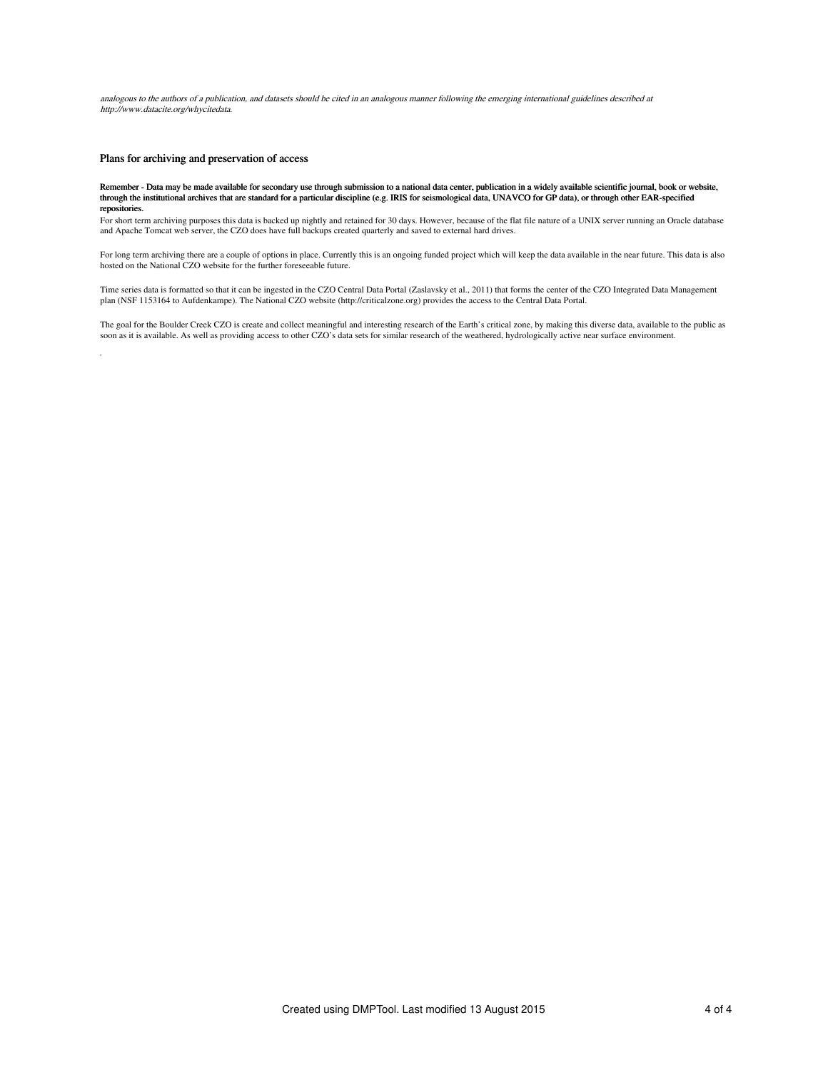*analogous to the authors of a publication, and datasets should be cited in an analogous manner following the emerging international guidelines described at http://www.datacite.org/whycitedata.*

### Plans for archiving and preservation of access

**Remember - Data may be made available for secondary use through submission to a national data center, publication in a widely available scientific journal, book or website, through the institutional archives that are standard for a particular discipline (e.g. IRIS for seismological data, UNAVCO for GP data), or through other EAR-specified repositories.**

For short term archiving purposes this data is backed up nightly and retained for 30 days. However, because of the flat file nature of a UNIX server running an Oracle database and Apache Tomcat web server, the CZO does have full backups created quarterly and saved to external hard drives.

For long term archiving there are a couple of options in place. Currently this is an ongoing funded project which will keep the data available in the near future. This data is also hosted on the National CZO website for the further foreseeable future.

Time series data is formatted so that it can be ingested in the CZO Central Data Portal (Zaslavsky et al., 2011) that forms the center of the CZO Integrated Data Management plan (NSF 1153164 to Aufdenkampe). The National CZO website (http://criticalzone.org) provides the access to the Central Data Portal.

The goal for the Boulder Creek CZO is create and collect meaningful and interesting research of the Earth's critical zone, by making this diverse data, available to the public as soon as it is available. As well as providing access to other CZO's data sets for similar research of the weathered, hydrologically active near surface environment.

Created using DMPTool. Last modified 13 August 2015